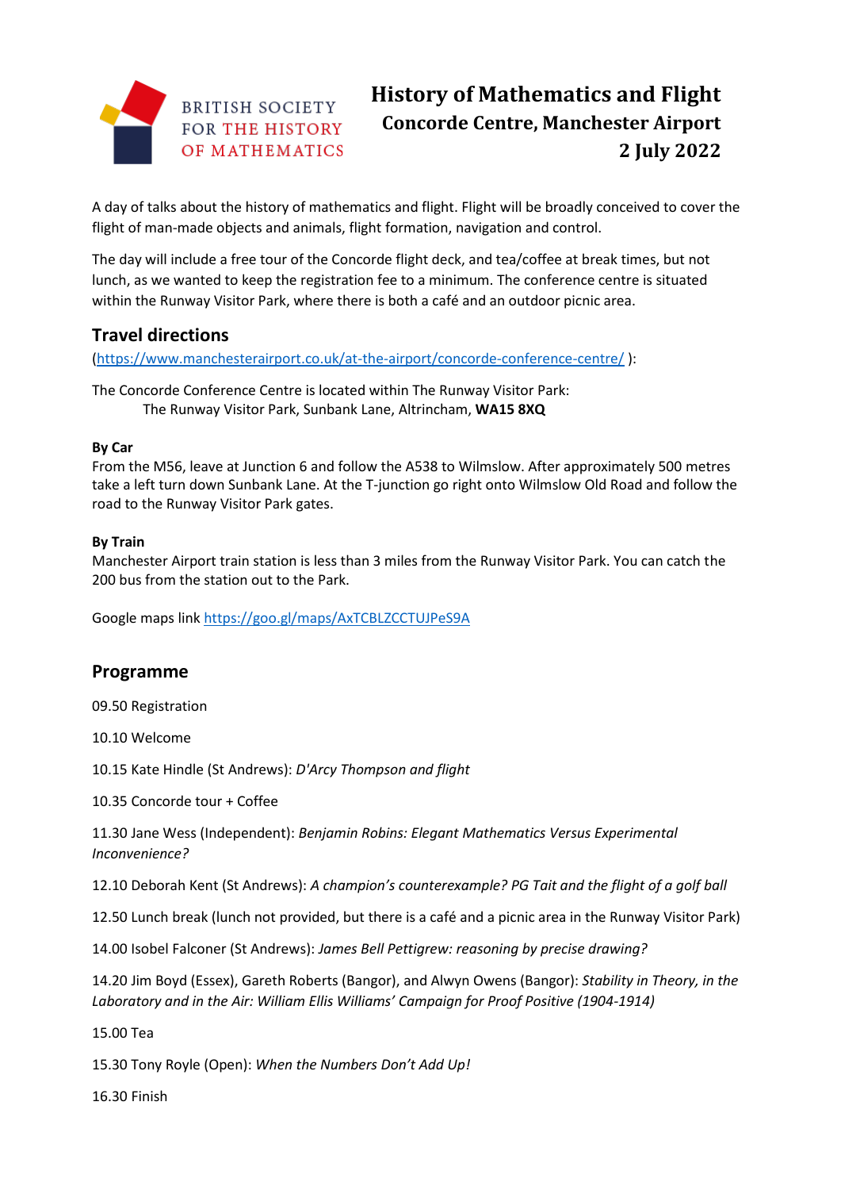BRITISH SOCIETY FOR THE HISTORY OF MATHEMATICS

# History of Mathematics and Flight

## Concorde Centre, Manchester Airport

## 2 July 2022

A day of talks about the history of mathematics and flight. Flight will be broadly conceived to cover the flight of man-made objects and animals, flight formation, navigation and control.

The day will include a free tour of the Concorde flight deck, and tea/coffee at break times, but not lunch, as we wanted to keep the registration fee to a minimum. The conference centre is situated within the Runway Visitor Park, where there is both a café and an outdoor picnic area.

## Travel directions

([https://www.manchesterairport.co.uk/at-the-airport/concorde-conference-centre/](https://www.manchesterairport.co.uk/at-the-airport/concorde-conference-centre/) ):

The Concorde Conference Centre is located within The Runway Visitor Park:
The Runway Visitor Park, Sunbank Lane, Altrincham, **WA15 8XQ**

**By Car**
From the M56, leave at Junction 6 and follow the A538 to Wilmslow. After approximately 500 metres take a left turn down Sunbank Lane. At the T-junction go right onto Wilmslow Old Road and follow the road to the Runway Visitor Park gates.

**By Train**
Manchester Airport train station is less than 3 miles from the Runway Visitor Park. You can catch the 200 bus from the station out to the Park.

Google maps link [https://goo.gl/maps/AxTCBLZCCTUJPeS9A](https://goo.gl/maps/AxTCBLZCCTUJPeS9A)

## Programme

09.50 Registration

10.10 Welcome

10.15 Kate Hindle (St Andrews): *D'Arcy Thompson and flight*

10.35 Concorde tour + Coffee

11.30 Jane Wess (Independent): *Benjamin Robins: Elegant Mathematics Versus Experimental Inconvenience?*

12.10 Deborah Kent (St Andrews): *A champion's counterexample? PG Tait and the flight of a golf ball*

12.50 Lunch break (lunch not provided, but there is a café and a picnic area in the Runway Visitor Park)

14.00 Isobel Falconer (St Andrews): *James Bell Pettigrew: reasoning by precise drawing?*

14.20 Jim Boyd (Essex), Gareth Roberts (Bangor), and Alwyn Owens (Bangor): *Stability in Theory, in the Laboratory and in the Air: William Ellis Williams' Campaign for Proof Positive (1904-1914)*

15.00 Tea

15.30 Tony Royle (Open): *When the Numbers Don't Add Up!*

16.30 Finish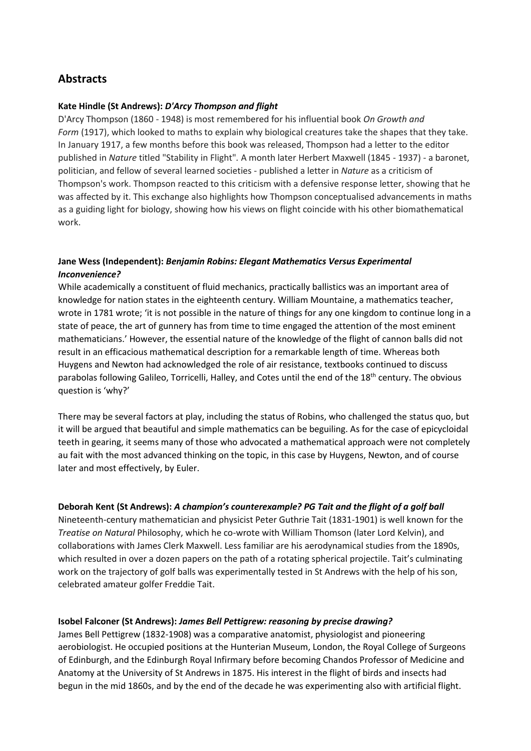## Abstracts

**Kate Hindle (St Andrews): *D'Arcy Thompson and flight***

D'Arcy Thompson (1860 - 1948) is most remembered for his influential book *On Growth and Form* (1917), which looked to maths to explain why biological creatures take the shapes that they take. In January 1917, a few months before this book was released, Thompson had a letter to the editor published in *Nature* titled "Stability in Flight". A month later Herbert Maxwell (1845 - 1937) - a baronet, politician, and fellow of several learned societies - published a letter in *Nature* as a criticism of Thompson's work. Thompson reacted to this criticism with a defensive response letter, showing that he was affected by it. This exchange also highlights how Thompson conceptualised advancements in maths as a guiding light for biology, showing how his views on flight coincide with his other biomathematical work.

**Jane Wess (Independent): *Benjamin Robins: Elegant Mathematics Versus Experimental Inconvenience?***

While academically a constituent of fluid mechanics, practically ballistics was an important area of knowledge for nation states in the eighteenth century. William Mountaine, a mathematics teacher, wrote in 1781 wrote; 'it is not possible in the nature of things for any one kingdom to continue long in a state of peace, the art of gunnery has from time to time engaged the attention of the most eminent mathematicians.' However, the essential nature of the knowledge of the flight of cannon balls did not result in an efficacious mathematical description for a remarkable length of time. Whereas both Huygens and Newton had acknowledged the role of air resistance, textbooks continued to discuss parabolas following Galileo, Torricelli, Halley, and Cotes until the end of the 18th century. The obvious question is 'why?'

There may be several factors at play, including the status of Robins, who challenged the status quo, but it will be argued that beautiful and simple mathematics can be beguiling. As for the case of epicycloidal teeth in gearing, it seems many of those who advocated a mathematical approach were not completely au fait with the most advanced thinking on the topic, in this case by Huygens, Newton, and of course later and most effectively, by Euler.

**Deborah Kent (St Andrews): *A champion's counterexample? PG Tait and the flight of a golf ball***

Nineteenth-century mathematician and physicist Peter Guthrie Tait (1831-1901) is well known for the *Treatise on Natural* Philosophy, which he co-wrote with William Thomson (later Lord Kelvin), and collaborations with James Clerk Maxwell. Less familiar are his aerodynamical studies from the 1890s, which resulted in over a dozen papers on the path of a rotating spherical projectile. Tait's culminating work on the trajectory of golf balls was experimentally tested in St Andrews with the help of his son, celebrated amateur golfer Freddie Tait.

**Isobel Falconer (St Andrews): *James Bell Pettigrew: reasoning by precise drawing?***

James Bell Pettigrew (1832-1908) was a comparative anatomist, physiologist and pioneering aerobiologist. He occupied positions at the Hunterian Museum, London, the Royal College of Surgeons of Edinburgh, and the Edinburgh Royal Infirmary before becoming Chandos Professor of Medicine and Anatomy at the University of St Andrews in 1875. His interest in the flight of birds and insects had begun in the mid 1860s, and by the end of the decade he was experimenting also with artificial flight.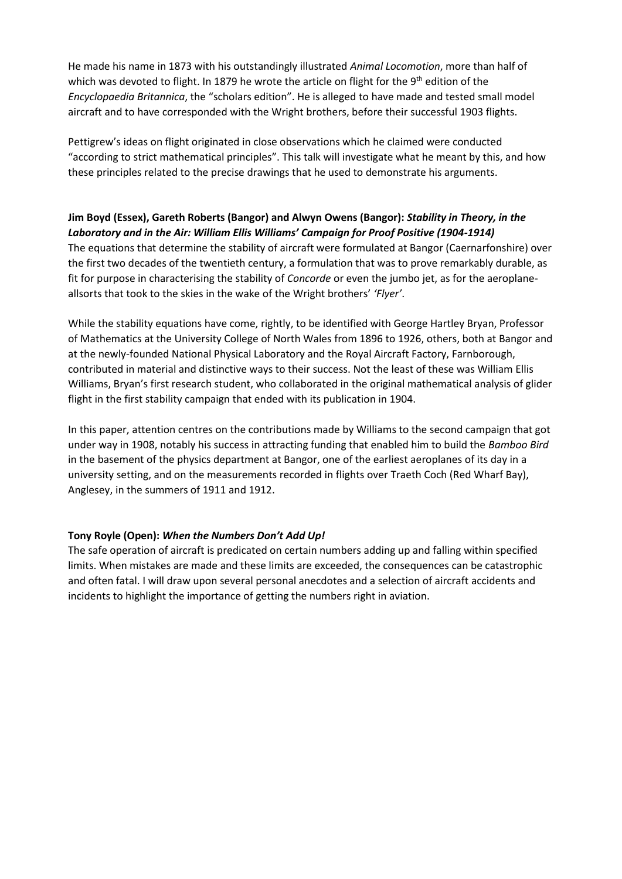He made his name in 1873 with his outstandingly illustrated *Animal Locomotion*, more than half of which was devoted to flight. In 1879 he wrote the article on flight for the 9th edition of the *Encyclopaedia Britannica*, the "scholars edition". He is alleged to have made and tested small model aircraft and to have corresponded with the Wright brothers, before their successful 1903 flights.

Pettigrew's ideas on flight originated in close observations which he claimed were conducted "according to strict mathematical principles". This talk will investigate what he meant by this, and how these principles related to the precise drawings that he used to demonstrate his arguments.

**Jim Boyd (Essex), Gareth Roberts (Bangor) and Alwyn Owens (Bangor):** ***Stability in Theory, in the Laboratory and in the Air: William Ellis Williams' Campaign for Proof Positive (1904-1914)***

The equations that determine the stability of aircraft were formulated at Bangor (Caernarfonshire) over the first two decades of the twentieth century, a formulation that was to prove remarkably durable, as fit for purpose in characterising the stability of *Concorde* or even the jumbo jet, as for the aeroplane-allsorts that took to the skies in the wake of the Wright brothers' *'Flyer'*.

While the stability equations have come, rightly, to be identified with George Hartley Bryan, Professor of Mathematics at the University College of North Wales from 1896 to 1926, others, both at Bangor and at the newly-founded National Physical Laboratory and the Royal Aircraft Factory, Farnborough, contributed in material and distinctive ways to their success. Not the least of these was William Ellis Williams, Bryan's first research student, who collaborated in the original mathematical analysis of glider flight in the first stability campaign that ended with its publication in 1904.

In this paper, attention centres on the contributions made by Williams to the second campaign that got under way in 1908, notably his success in attracting funding that enabled him to build the *Bamboo Bird* in the basement of the physics department at Bangor, one of the earliest aeroplanes of its day in a university setting, and on the measurements recorded in flights over Traeth Coch (Red Wharf Bay), Anglesey, in the summers of 1911 and 1912.

**Tony Royle (Open):** ***When the Numbers Don't Add Up!***

The safe operation of aircraft is predicated on certain numbers adding up and falling within specified limits. When mistakes are made and these limits are exceeded, the consequences can be catastrophic and often fatal. I will draw upon several personal anecdotes and a selection of aircraft accidents and incidents to highlight the importance of getting the numbers right in aviation.